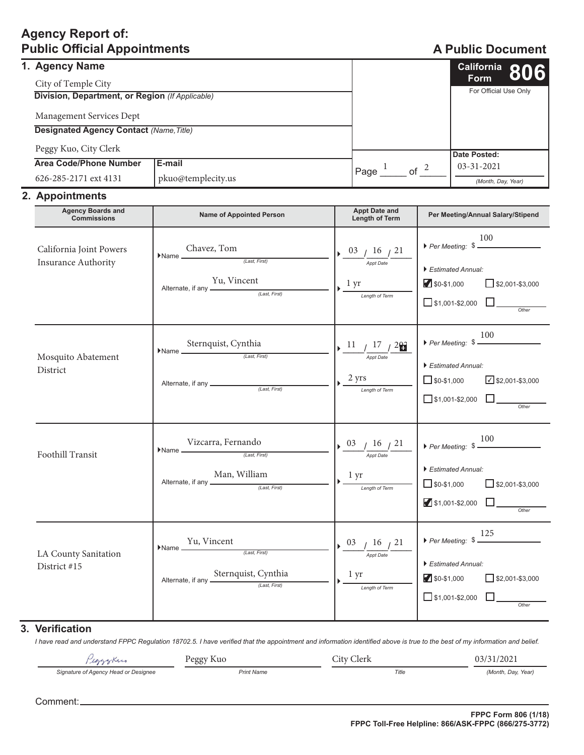# Agency Report of: Public Official Appointments

**A Public Document**

**California Form 806**

For Official Use Only

## 1. Agency Name

City of Temple City

**Division, Department, or Region** *(If Applicable)*

Management Services Dept

**Designated Agency Contact** *(Name, Title)*

Peggy Kuo, City Clerk

| Area Code/Phone Number | E-mail |
|---|---|
| 626-285-2171 ext 4131 | pkuo@templecity.us |

Page 1 of 2

**Date Posted:** 03-31-2021 *(Month, Day, Year)*

## 2. Appointments

| Agency Boards and Commissions | Name of Appointed Person | Appt Date and Length of Term | Per Meeting/Annual Salary/Stipend |
|---|---|---|---|
| California Joint Powers Insurance Authority | Name: Chavez, Tom (Last, First)<br>Alternate, if any: Yu, Vincent (Last, First) | Appt Date: 03 / 16 / 21<br>Length of Term: 1 yr | Per Meeting: $ 100<br>Estimated Annual:<br>☑ $0-$1,000 ☐ $2,001-$3,000<br>☐ $1,001-$2,000 ☐ Other |
| Mosquito Abatement District | Name: Sternquist, Cynthia (Last, First)<br>Alternate, if any: | Appt Date: 11 / 17 / 202[?]<br>Length of Term: 2 yrs | Per Meeting: $ 100<br>Estimated Annual:<br>☐ $0-$1,000 ☑ $2,001-$3,000<br>☐ $1,001-$2,000 ☐ Other |
| Foothill Transit | Name: Vizcarra, Fernando (Last, First)<br>Alternate, if any: Man, William (Last, First) | Appt Date: 03 / 16 / 21<br>Length of Term: 1 yr | Per Meeting: $ 100<br>Estimated Annual:<br>☐ $0-$1,000 ☐ $2,001-$3,000<br>☑ $1,001-$2,000 ☐ Other |
| LA County Sanitation District #15 | Name: Yu, Vincent (Last, First)<br>Alternate, if any: Sternquist, Cynthia (Last, First) | Appt Date: 03 / 16 / 21<br>Length of Term: 1 yr | Per Meeting: $ 125<br>Estimated Annual:<br>☑ $0-$1,000 ☐ $2,001-$3,000<br>☐ $1,001-$2,000 ☐ Other |

## 3. Verification

*I have read and understand FPPC Regulation 18702.5. I have verified that the appointment and information identified above is true to the best of my information and belief.*

| Signature of Agency Head or Designee | Print Name | Title | (Month, Day, Year) |
|---|---|---|---|
| Peggy Kuo (signature) | Peggy Kuo | City Clerk | 03/31/2021 |

Comment:

**FPPC Form 806 (1/18)**
**FPPC Toll-Free Helpline: 866/ASK-FPPC (866/275-3772)**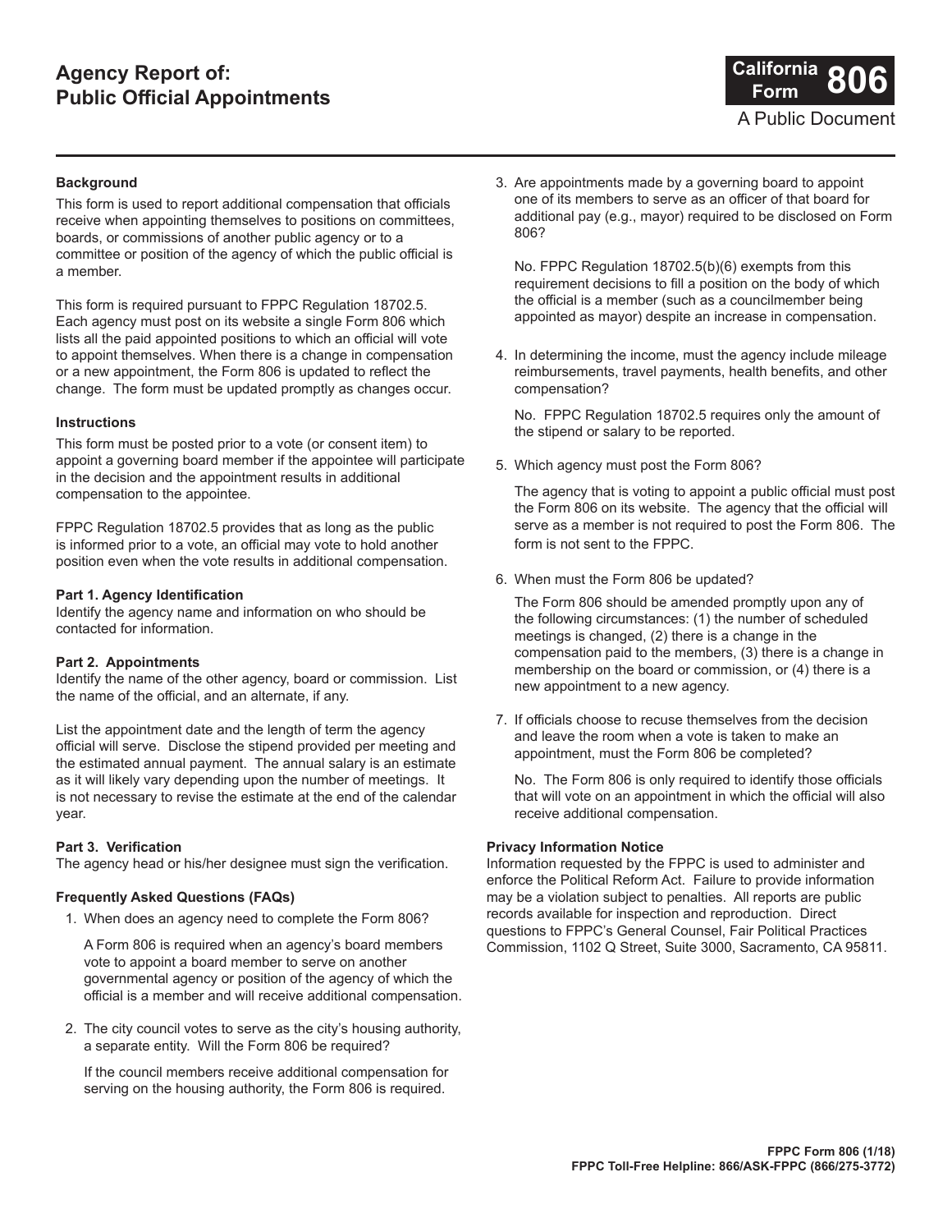# Agency Report of: Public Official Appointments

**California Form 806**

A Public Document

### Background

This form is used to report additional compensation that officials receive when appointing themselves to positions on committees, boards, or commissions of another public agency or to a committee or position of the agency of which the public official is a member.

This form is required pursuant to FPPC Regulation 18702.5. Each agency must post on its website a single Form 806 which lists all the paid appointed positions to which an official will vote to appoint themselves. When there is a change in compensation or a new appointment, the Form 806 is updated to reflect the change. The form must be updated promptly as changes occur.

### Instructions

This form must be posted prior to a vote (or consent item) to appoint a governing board member if the appointee will participate in the decision and the appointment results in additional compensation to the appointee.

FPPC Regulation 18702.5 provides that as long as the public is informed prior to a vote, an official may vote to hold another position even when the vote results in additional compensation.

**Part 1. Agency Identification**
Identify the agency name and information on who should be contacted for information.

**Part 2. Appointments**
Identify the name of the other agency, board or commission. List the name of the official, and an alternate, if any.

List the appointment date and the length of term the agency official will serve. Disclose the stipend provided per meeting and the estimated annual payment. The annual salary is an estimate as it will likely vary depending upon the number of meetings. It is not necessary to revise the estimate at the end of the calendar year.

**Part 3. Verification**
The agency head or his/her designee must sign the verification.

### Frequently Asked Questions (FAQs)

1. When does an agency need to complete the Form 806?

   A Form 806 is required when an agency's board members vote to appoint a board member to serve on another governmental agency or position of the agency of which the official is a member and will receive additional compensation.

2. The city council votes to serve as the city's housing authority, a separate entity. Will the Form 806 be required?

   If the council members receive additional compensation for serving on the housing authority, the Form 806 is required.

3. Are appointments made by a governing board to appoint one of its members to serve as an officer of that board for additional pay (e.g., mayor) required to be disclosed on Form 806?

   No. FPPC Regulation 18702.5(b)(6) exempts from this requirement decisions to fill a position on the body of which the official is a member (such as a councilmember being appointed as mayor) despite an increase in compensation.

4. In determining the income, must the agency include mileage reimbursements, travel payments, health benefits, and other compensation?

   No. FPPC Regulation 18702.5 requires only the amount of the stipend or salary to be reported.

5. Which agency must post the Form 806?

   The agency that is voting to appoint a public official must post the Form 806 on its website. The agency that the official will serve as a member is not required to post the Form 806. The form is not sent to the FPPC.

6. When must the Form 806 be updated?

   The Form 806 should be amended promptly upon any of the following circumstances: (1) the number of scheduled meetings is changed, (2) there is a change in the compensation paid to the members, (3) there is a change in membership on the board or commission, or (4) there is a new appointment to a new agency.

7. If officials choose to recuse themselves from the decision and leave the room when a vote is taken to make an appointment, must the Form 806 be completed?

   No. The Form 806 is only required to identify those officials that will vote on an appointment in which the official will also receive additional compensation.

### Privacy Information Notice

Information requested by the FPPC is used to administer and enforce the Political Reform Act. Failure to provide information may be a violation subject to penalties. All reports are public records available for inspection and reproduction. Direct questions to FPPC's General Counsel, Fair Political Practices Commission, 1102 Q Street, Suite 3000, Sacramento, CA 95811.

**FPPC Form 806 (1/18)**
**FPPC Toll-Free Helpline: 866/ASK-FPPC (866/275-3772)**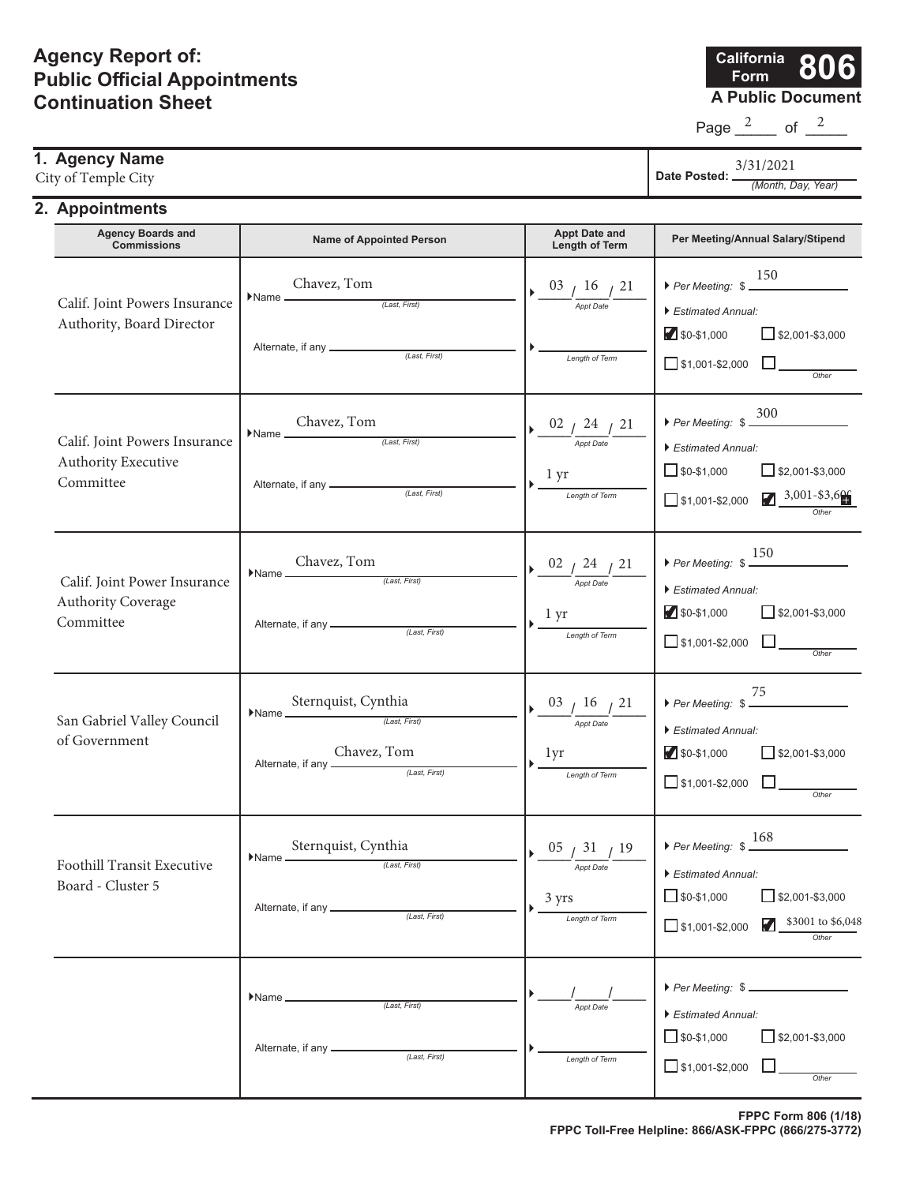# Agency Report of: Public Official Appointments Continuation Sheet

**California Form 806**
**A Public Document**

Page 2 of 2

## 1. Agency Name

City of Temple City

**Date Posted:** 3/31/2021 *(Month, Day, Year)*

## 2. Appointments

| Agency Boards and Commissions | Name of Appointed Person | Appt Date and Length of Term | Per Meeting/Annual Salary/Stipend |
|---|---|---|---|
| Calif. Joint Powers Insurance Authority, Board Director | Name: Chavez, Tom *(Last, First)*<br>Alternate, if any: *(Last, First)* | Appt Date: 03/16/21<br>Length of Term: | Per Meeting: $150<br>Estimated Annual:<br>☑ $0-$1,000 ☐ $2,001-$3,000<br>☐ $1,001-$2,000 ☐ Other |
| Calif. Joint Powers Insurance Authority Executive Committee | Name: Chavez, Tom *(Last, First)*<br>Alternate, if any: *(Last, First)* | Appt Date: 02/24/21<br>Length of Term: 1 yr | Per Meeting: $300<br>Estimated Annual:<br>☐ $0-$1,000 ☐ $2,001-$3,000<br>☐ $1,001-$2,000 ☑ Other: 3,001-$3,600 |
| Calif. Joint Power Insurance Authority Coverage Committee | Name: Chavez, Tom *(Last, First)*<br>Alternate, if any: *(Last, First)* | Appt Date: 02/24/21<br>Length of Term: 1 yr | Per Meeting: $150<br>Estimated Annual:<br>☑ $0-$1,000 ☐ $2,001-$3,000<br>☐ $1,001-$2,000 ☐ Other |
| San Gabriel Valley Council of Government | Name: Sternquist, Cynthia *(Last, First)*<br>Alternate, if any: Chavez, Tom *(Last, First)* | Appt Date: 03/16/21<br>Length of Term: 1yr | Per Meeting: $75<br>Estimated Annual:<br>☑ $0-$1,000 ☐ $2,001-$3,000<br>☐ $1,001-$2,000 ☐ Other |
| Foothill Transit Executive Board - Cluster 5 | Name: Sternquist, Cynthia *(Last, First)*<br>Alternate, if any: *(Last, First)* | Appt Date: 05/31/19<br>Length of Term: 3 yrs | Per Meeting: $168<br>Estimated Annual:<br>☐ $0-$1,000 ☐ $2,001-$3,000<br>☐ $1,001-$2,000 ☑ Other: $3001 to $6,048 |
| | Name: *(Last, First)*<br>Alternate, if any: *(Last, First)* | Appt Date: / /<br>Length of Term: | Per Meeting: $<br>Estimated Annual:<br>☐ $0-$1,000 ☐ $2,001-$3,000<br>☐ $1,001-$2,000 ☐ Other |

**FPPC Form 806 (1/18)**
**FPPC Toll-Free Helpline: 866/ASK-FPPC (866/275-3772)**